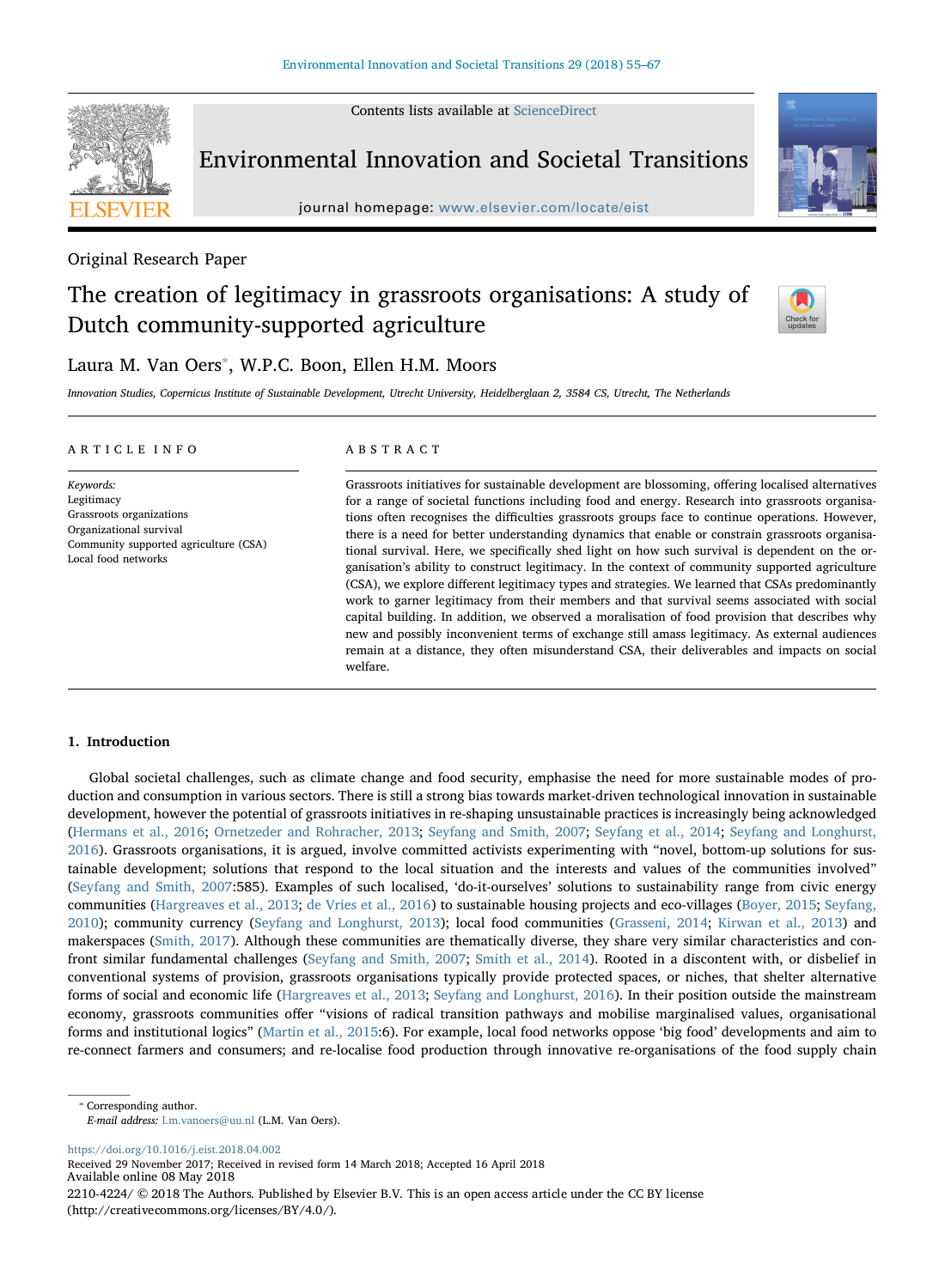Original Research Paper

# The creation of legitimacy in grassroots organisations: A study of Dutch community-supported agriculture

Laura M. Van Oers*, W.P.C. Boon, Ellen H.M. Moors

*Innovation Studies, Copernicus Institute of Sustainable Development, Utrecht University, Heidelberglaan 2, 3584 CS, Utrecht, The Netherlands*

## ARTICLE INFO

*Keywords:*
Legitimacy
Grassroots organizations
Organizational survival
Community supported agriculture (CSA)
Local food networks

## ABSTRACT

Grassroots initiatives for sustainable development are blossoming, offering localised alternatives for a range of societal functions including food and energy. Research into grassroots organisations often recognises the difficulties grassroots groups face to continue operations. However, there is a need for better understanding dynamics that enable or constrain grassroots organisational survival. Here, we specifically shed light on how such survival is dependent on the organisation's ability to construct legitimacy. In the context of community supported agriculture (CSA), we explore different legitimacy types and strategies. We learned that CSAs predominantly work to garner legitimacy from their members and that survival seems associated with social capital building. In addition, we observed a moralisation of food provision that describes why new and possibly inconvenient terms of exchange still amass legitimacy. As external audiences remain at a distance, they often misunderstand CSA, their deliverables and impacts on social welfare.

## 1. Introduction

Global societal challenges, such as climate change and food security, emphasise the need for more sustainable modes of production and consumption in various sectors. There is still a strong bias towards market-driven technological innovation in sustainable development, however the potential of grassroots initiatives in re-shaping unsustainable practices is increasingly being acknowledged (Hermans et al., 2016; Ornetzeder and Rohracher, 2013; Seyfang and Smith, 2007; Seyfang et al., 2014; Seyfang and Longhurst, 2016). Grassroots organisations, it is argued, involve committed activists experimenting with "novel, bottom-up solutions for sustainable development; solutions that respond to the local situation and the interests and values of the communities involved" (Seyfang and Smith, 2007:585). Examples of such localised, 'do-it-ourselves' solutions to sustainability range from civic energy communities (Hargreaves et al., 2013; de Vries et al., 2016) to sustainable housing projects and eco-villages (Boyer, 2015; Seyfang, 2010); community currency (Seyfang and Longhurst, 2013); local food communities (Grasseni, 2014; Kirwan et al., 2013) and makerspaces (Smith, 2017). Although these communities are thematically diverse, they share very similar characteristics and confront similar fundamental challenges (Seyfang and Smith, 2007; Smith et al., 2014). Rooted in a discontent with, or disbelief in conventional systems of provision, grassroots organisations typically provide protected spaces, or niches, that shelter alternative forms of social and economic life (Hargreaves et al., 2013; Seyfang and Longhurst, 2016). In their position outside the mainstream economy, grassroots communities offer "visions of radical transition pathways and mobilise marginalised values, organisational forms and institutional logics" (Martin et al., 2015:6). For example, local food networks oppose 'big food' developments and aim to re-connect farmers and consumers; and re-localise food production through innovative re-organisations of the food supply chain

---

* Corresponding author.
*E-mail address:* l.m.vanoers@uu.nl (L.M. Van Oers).

https://doi.org/10.1016/j.eist.2018.04.002
Received 29 November 2017; Received in revised form 14 March 2018; Accepted 16 April 2018
Available online 08 May 2018
2210-4224/ © 2018 The Authors. Published by Elsevier B.V. This is an open access article under the CC BY license (http://creativecommons.org/licenses/BY/4.0/).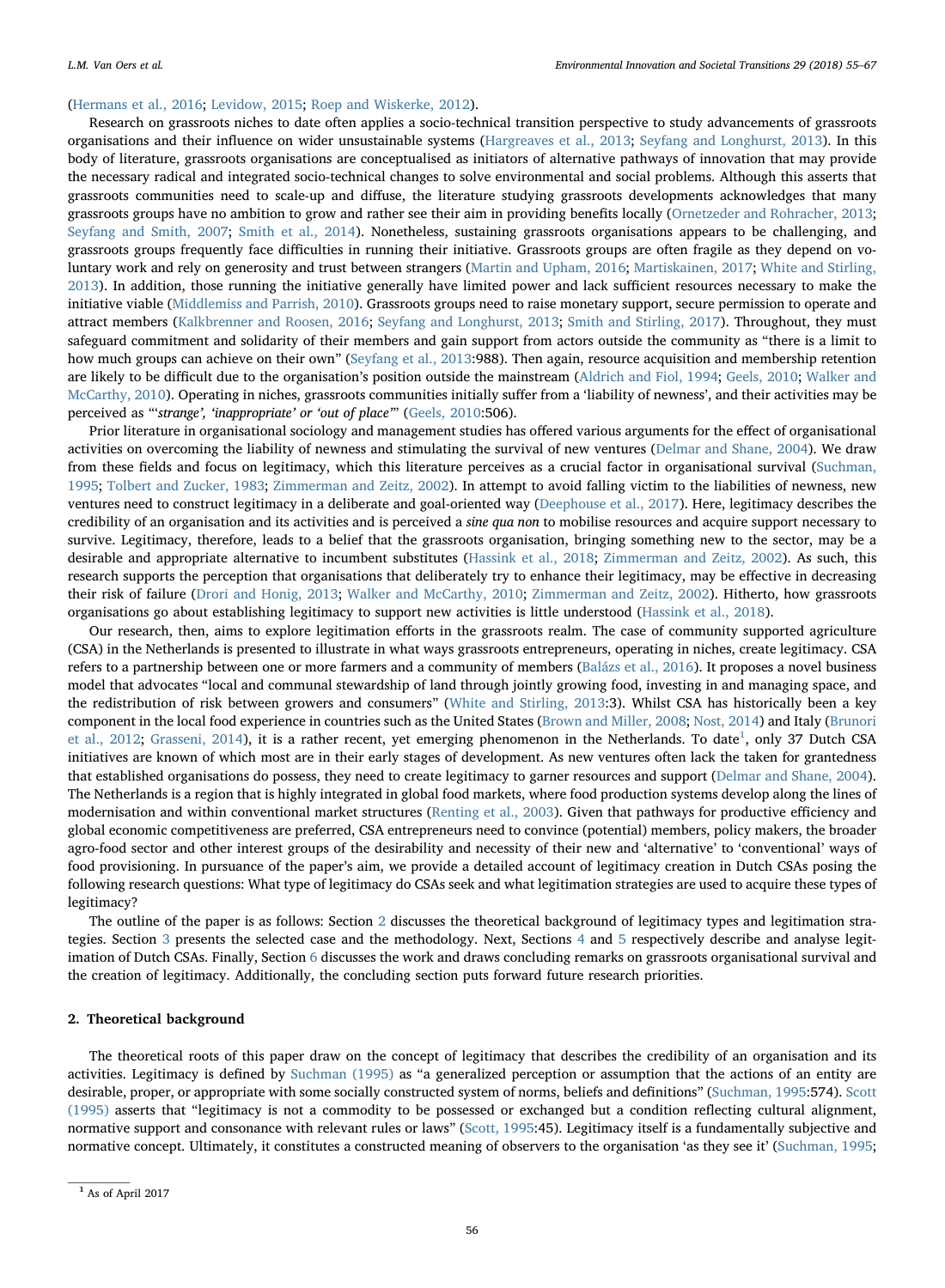(Hermans et al., 2016; Levidow, 2015; Roep and Wiskerke, 2012).

Research on grassroots niches to date often applies a socio-technical transition perspective to study advancements of grassroots organisations and their influence on wider unsustainable systems (Hargreaves et al., 2013; Seyfang and Longhurst, 2013). In this body of literature, grassroots organisations are conceptualised as initiators of alternative pathways of innovation that may provide the necessary radical and integrated socio-technical changes to solve environmental and social problems. Although this asserts that grassroots communities need to scale-up and diffuse, the literature studying grassroots developments acknowledges that many grassroots groups have no ambition to grow and rather see their aim in providing benefits locally (Ornetzeder and Rohracher, 2013; Seyfang and Smith, 2007; Smith et al., 2014). Nonetheless, sustaining grassroots organisations appears to be challenging, and grassroots groups frequently face difficulties in running their initiative. Grassroots groups are often fragile as they depend on voluntary work and rely on generosity and trust between strangers (Martin and Upham, 2016; Martiskainen, 2017; White and Stirling, 2013). In addition, those running the initiative generally have limited power and lack sufficient resources necessary to make the initiative viable (Middlemiss and Parrish, 2010). Grassroots groups need to raise monetary support, secure permission to operate and attract members (Kalkbrenner and Roosen, 2016; Seyfang and Longhurst, 2013; Smith and Stirling, 2017). Throughout, they must safeguard commitment and solidarity of their members and gain support from actors outside the community as "there is a limit to how much groups can achieve on their own" (Seyfang et al., 2013:988). Then again, resource acquisition and membership retention are likely to be difficult due to the organisation's position outside the mainstream (Aldrich and Fiol, 1994; Geels, 2010; Walker and McCarthy, 2010). Operating in niches, grassroots communities initially suffer from a 'liability of newness', and their activities may be perceived as "*'strange', 'inappropriate' or 'out of place'*" (Geels, 2010:506).

Prior literature in organisational sociology and management studies has offered various arguments for the effect of organisational activities on overcoming the liability of newness and stimulating the survival of new ventures (Delmar and Shane, 2004). We draw from these fields and focus on legitimacy, which this literature perceives as a crucial factor in organisational survival (Suchman, 1995; Tolbert and Zucker, 1983; Zimmerman and Zeitz, 2002). In attempt to avoid falling victim to the liabilities of newness, new ventures need to construct legitimacy in a deliberate and goal-oriented way (Deephouse et al., 2017). Here, legitimacy describes the credibility of an organisation and its activities and is perceived a *sine qua non* to mobilise resources and acquire support necessary to survive. Legitimacy, therefore, leads to a belief that the grassroots organisation, bringing something new to the sector, may be a desirable and appropriate alternative to incumbent substitutes (Hassink et al., 2018; Zimmerman and Zeitz, 2002). As such, this research supports the perception that organisations that deliberately try to enhance their legitimacy, may be effective in decreasing their risk of failure (Drori and Honig, 2013; Walker and McCarthy, 2010; Zimmerman and Zeitz, 2002). Hitherto, how grassroots organisations go about establishing legitimacy to support new activities is little understood (Hassink et al., 2018).

Our research, then, aims to explore legitimation efforts in the grassroots realm. The case of community supported agriculture (CSA) in the Netherlands is presented to illustrate in what ways grassroots entrepreneurs, operating in niches, create legitimacy. CSA refers to a partnership between one or more farmers and a community of members (Balázs et al., 2016). It proposes a novel business model that advocates "local and communal stewardship of land through jointly growing food, investing in and managing space, and the redistribution of risk between growers and consumers" (White and Stirling, 2013:3). Whilst CSA has historically been a key component in the local food experience in countries such as the United States (Brown and Miller, 2008; Nost, 2014) and Italy (Brunori et al., 2012; Grasseni, 2014), it is a rather recent, yet emerging phenomenon in the Netherlands. To date[1], only 37 Dutch CSA initiatives are known of which most are in their early stages of development. As new ventures often lack the taken for grantedness that established organisations do possess, they need to create legitimacy to garner resources and support (Delmar and Shane, 2004). The Netherlands is a region that is highly integrated in global food markets, where food production systems develop along the lines of modernisation and within conventional market structures (Renting et al., 2003). Given that pathways for productive efficiency and global economic competitiveness are preferred, CSA entrepreneurs need to convince (potential) members, policy makers, the broader agro-food sector and other interest groups of the desirability and necessity of their new and 'alternative' to 'conventional' ways of food provisioning. In pursuance of the paper's aim, we provide a detailed account of legitimacy creation in Dutch CSAs posing the following research questions: What type of legitimacy do CSAs seek and what legitimation strategies are used to acquire these types of legitimacy?

The outline of the paper is as follows: Section 2 discusses the theoretical background of legitimacy types and legitimation strategies. Section 3 presents the selected case and the methodology. Next, Sections 4 and 5 respectively describe and analyse legitimation of Dutch CSAs. Finally, Section 6 discusses the work and draws concluding remarks on grassroots organisational survival and the creation of legitimacy. Additionally, the concluding section puts forward future research priorities.

## 2. Theoretical background

The theoretical roots of this paper draw on the concept of legitimacy that describes the credibility of an organisation and its activities. Legitimacy is defined by Suchman (1995) as "a generalized perception or assumption that the actions of an entity are desirable, proper, or appropriate with some socially constructed system of norms, beliefs and definitions" (Suchman, 1995:574). Scott (1995) asserts that "legitimacy is not a commodity to be possessed or exchanged but a condition reflecting cultural alignment, normative support and consonance with relevant rules or laws" (Scott, 1995:45). Legitimacy itself is a fundamentally subjective and normative concept. Ultimately, it constitutes a constructed meaning of observers to the organisation 'as they see it' (Suchman, 1995;

[1] As of April 2017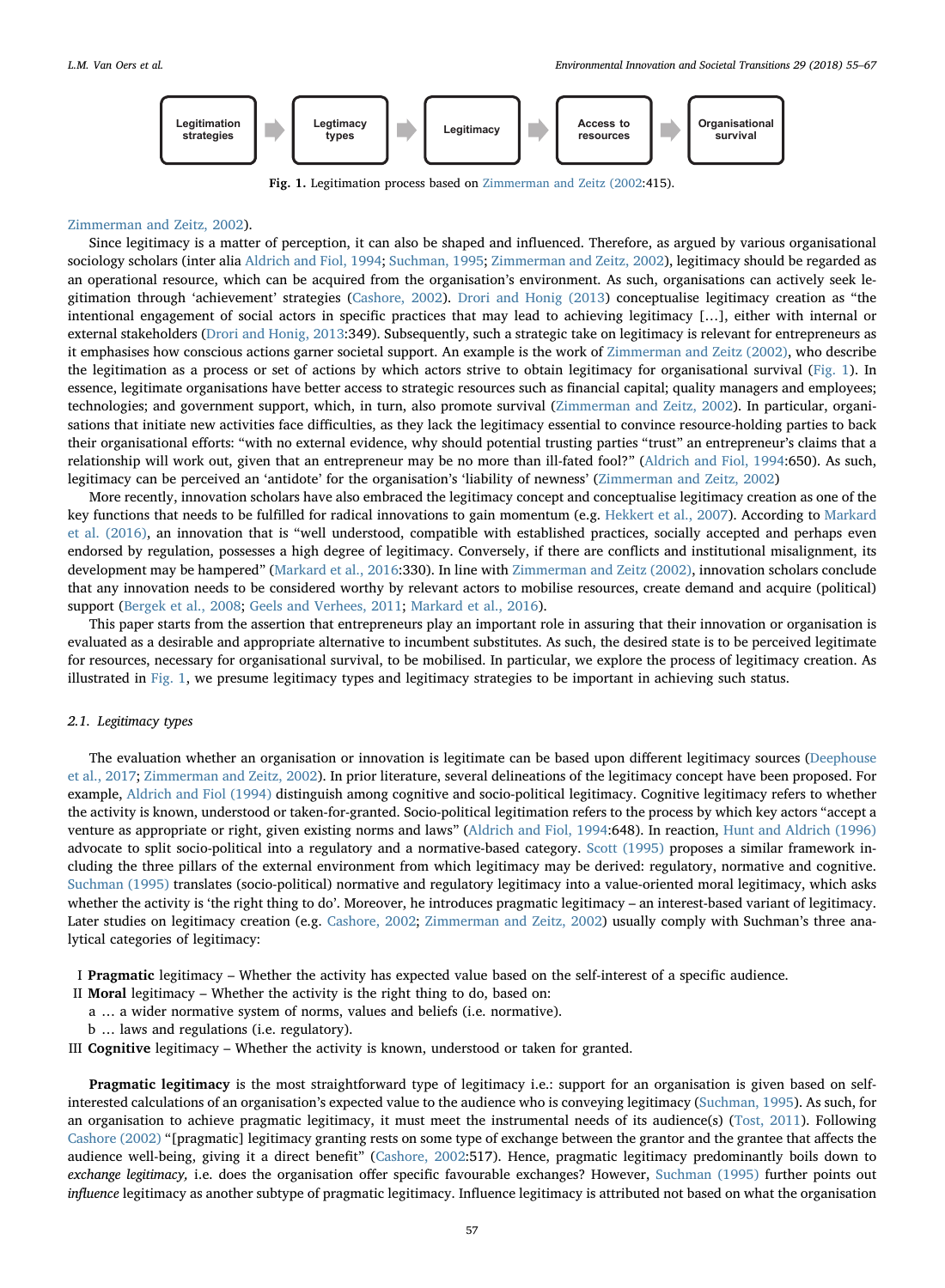Legitimation strategies → Legtimacy types → Legitimacy → Access to resources → Organisational survival

**Fig. 1.** Legitimation process based on Zimmerman and Zeitz (2002:415).

Zimmerman and Zeitz, 2002).

Since legitimacy is a matter of perception, it can also be shaped and influenced. Therefore, as argued by various organisational sociology scholars (inter alia Aldrich and Fiol, 1994; Suchman, 1995; Zimmerman and Zeitz, 2002), legitimacy should be regarded as an operational resource, which can be acquired from the organisation's environment. As such, organisations can actively seek legitimation through 'achievement' strategies (Cashore, 2002). Drori and Honig (2013) conceptualise legitimacy creation as "the intentional engagement of social actors in specific practices that may lead to achieving legitimacy […], either with internal or external stakeholders (Drori and Honig, 2013:349). Subsequently, such a strategic take on legitimacy is relevant for entrepreneurs as it emphasises how conscious actions garner societal support. An example is the work of Zimmerman and Zeitz (2002), who describe the legitimation as a process or set of actions by which actors strive to obtain legitimacy for organisational survival (Fig. 1). In essence, legitimate organisations have better access to strategic resources such as financial capital; quality managers and employees; technologies; and government support, which, in turn, also promote survival (Zimmerman and Zeitz, 2002). In particular, organisations that initiate new activities face difficulties, as they lack the legitimacy essential to convince resource-holding parties to back their organisational efforts: "with no external evidence, why should potential trusting parties "trust" an entrepreneur's claims that a relationship will work out, given that an entrepreneur may be no more than ill-fated fool?" (Aldrich and Fiol, 1994:650). As such, legitimacy can be perceived an 'antidote' for the organisation's 'liability of newness' (Zimmerman and Zeitz, 2002)

More recently, innovation scholars have also embraced the legitimacy concept and conceptualise legitimacy creation as one of the key functions that needs to be fulfilled for radical innovations to gain momentum (e.g. Hekkert et al., 2007). According to Markard et al. (2016), an innovation that is "well understood, compatible with established practices, socially accepted and perhaps even endorsed by regulation, possesses a high degree of legitimacy. Conversely, if there are conflicts and institutional misalignment, its development may be hampered" (Markard et al., 2016:330). In line with Zimmerman and Zeitz (2002), innovation scholars conclude that any innovation needs to be considered worthy by relevant actors to mobilise resources, create demand and acquire (political) support (Bergek et al., 2008; Geels and Verhees, 2011; Markard et al., 2016).

This paper starts from the assertion that entrepreneurs play an important role in assuring that their innovation or organisation is evaluated as a desirable and appropriate alternative to incumbent substitutes. As such, the desired state is to be perceived legitimate for resources, necessary for organisational survival, to be mobilised. In particular, we explore the process of legitimacy creation. As illustrated in Fig. 1, we presume legitimacy types and legitimacy strategies to be important in achieving such status.

### 2.1. Legitimacy types

The evaluation whether an organisation or innovation is legitimate can be based upon different legitimacy sources (Deephouse et al., 2017; Zimmerman and Zeitz, 2002). In prior literature, several delineations of the legitimacy concept have been proposed. For example, Aldrich and Fiol (1994) distinguish among cognitive and socio-political legitimacy. Cognitive legitimacy refers to whether the activity is known, understood or taken-for-granted. Socio-political legitimation refers to the process by which key actors "accept a venture as appropriate or right, given existing norms and laws" (Aldrich and Fiol, 1994:648). In reaction, Hunt and Aldrich (1996) advocate to split socio-political into a regulatory and a normative-based category. Scott (1995) proposes a similar framework including the three pillars of the external environment from which legitimacy may be derived: regulatory, normative and cognitive. Suchman (1995) translates (socio-political) normative and regulatory legitimacy into a value-oriented moral legitimacy, which asks whether the activity is 'the right thing to do'. Moreover, he introduces pragmatic legitimacy – an interest-based variant of legitimacy. Later studies on legitimacy creation (e.g. Cashore, 2002; Zimmerman and Zeitz, 2002) usually comply with Suchman's three analytical categories of legitimacy:

I **Pragmatic** legitimacy – Whether the activity has expected value based on the self-interest of a specific audience.
II **Moral** legitimacy – Whether the activity is the right thing to do, based on:
  a … a wider normative system of norms, values and beliefs (i.e. normative).
  b … laws and regulations (i.e. regulatory).
III **Cognitive** legitimacy – Whether the activity is known, understood or taken for granted.

**Pragmatic legitimacy** is the most straightforward type of legitimacy i.e.: support for an organisation is given based on self-interested calculations of an organisation's expected value to the audience who is conveying legitimacy (Suchman, 1995). As such, for an organisation to achieve pragmatic legitimacy, it must meet the instrumental needs of its audience(s) (Tost, 2011). Following Cashore (2002) "[pragmatic] legitimacy granting rests on some type of exchange between the grantor and the grantee that affects the audience well-being, giving it a direct benefit" (Cashore, 2002:517). Hence, pragmatic legitimacy predominantly boils down to *exchange legitimacy,* i.e. does the organisation offer specific favourable exchanges? However, Suchman (1995) further points out *influence* legitimacy as another subtype of pragmatic legitimacy. Influence legitimacy is attributed not based on what the organisation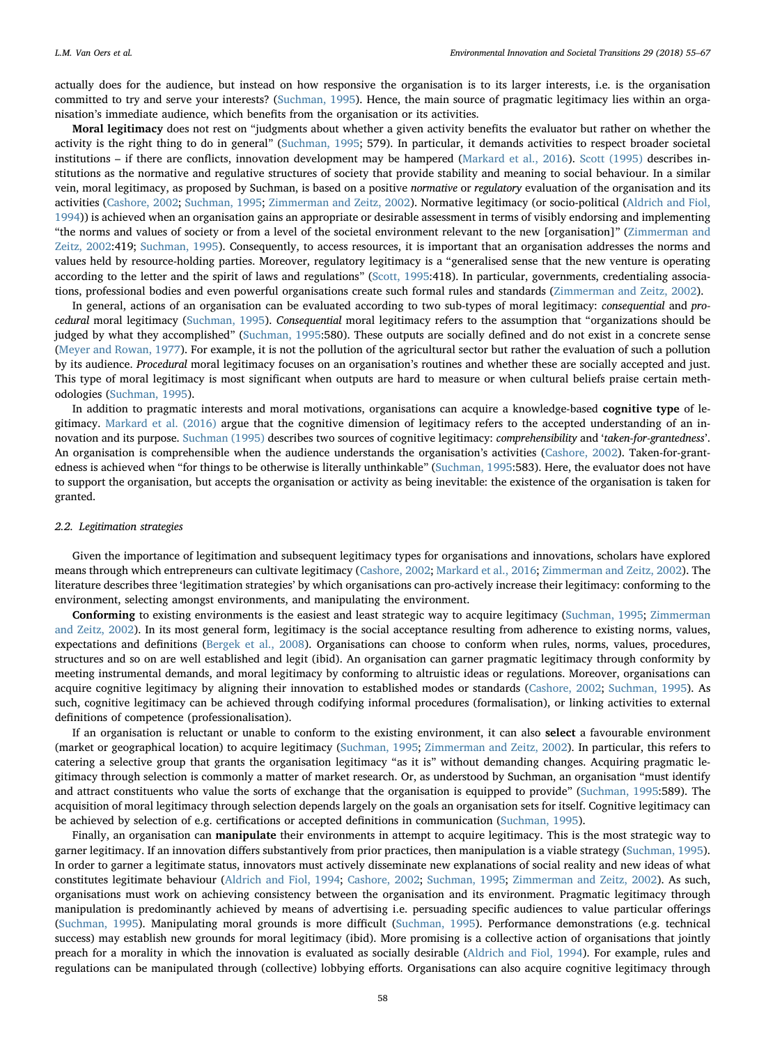actually does for the audience, but instead on how responsive the organisation is to its larger interests, i.e. is the organisation committed to try and serve your interests? (Suchman, 1995). Hence, the main source of pragmatic legitimacy lies within an organisation's immediate audience, which benefits from the organisation or its activities.

**Moral legitimacy** does not rest on "judgments about whether a given activity benefits the evaluator but rather on whether the activity is the right thing to do in general" (Suchman, 1995; 579). In particular, it demands activities to respect broader societal institutions – if there are conflicts, innovation development may be hampered (Markard et al., 2016). Scott (1995) describes institutions as the normative and regulative structures of society that provide stability and meaning to social behaviour. In a similar vein, moral legitimacy, as proposed by Suchman, is based on a positive *normative* or *regulatory* evaluation of the organisation and its activities (Cashore, 2002; Suchman, 1995; Zimmerman and Zeitz, 2002). Normative legitimacy (or socio-political (Aldrich and Fiol, 1994)) is achieved when an organisation gains an appropriate or desirable assessment in terms of visibly endorsing and implementing "the norms and values of society or from a level of the societal environment relevant to the new [organisation]" (Zimmerman and Zeitz, 2002:419; Suchman, 1995). Consequently, to access resources, it is important that an organisation addresses the norms and values held by resource-holding parties. Moreover, regulatory legitimacy is a "generalised sense that the new venture is operating according to the letter and the spirit of laws and regulations" (Scott, 1995:418). In particular, governments, credentialing associations, professional bodies and even powerful organisations create such formal rules and standards (Zimmerman and Zeitz, 2002).

In general, actions of an organisation can be evaluated according to two sub-types of moral legitimacy: *consequential* and *procedural* moral legitimacy (Suchman, 1995). *Consequential* moral legitimacy refers to the assumption that "organizations should be judged by what they accomplished" (Suchman, 1995:580). These outputs are socially defined and do not exist in a concrete sense (Meyer and Rowan, 1977). For example, it is not the pollution of the agricultural sector but rather the evaluation of such a pollution by its audience. *Procedural* moral legitimacy focuses on an organisation's routines and whether these are socially accepted and just. This type of moral legitimacy is most significant when outputs are hard to measure or when cultural beliefs praise certain methodologies (Suchman, 1995).

In addition to pragmatic interests and moral motivations, organisations can acquire a knowledge-based **cognitive type** of legitimacy. Markard et al. (2016) argue that the cognitive dimension of legitimacy refers to the accepted understanding of an innovation and its purpose. Suchman (1995) describes two sources of cognitive legitimacy: *comprehensibility* and '*taken-for-grantedness*'. An organisation is comprehensible when the audience understands the organisation's activities (Cashore, 2002). Taken-for-grantedness is achieved when "for things to be otherwise is literally unthinkable" (Suchman, 1995:583). Here, the evaluator does not have to support the organisation, but accepts the organisation or activity as being inevitable: the existence of the organisation is taken for granted.

### *2.2. Legitimation strategies*

Given the importance of legitimation and subsequent legitimacy types for organisations and innovations, scholars have explored means through which entrepreneurs can cultivate legitimacy (Cashore, 2002; Markard et al., 2016; Zimmerman and Zeitz, 2002). The literature describes three 'legitimation strategies' by which organisations can pro-actively increase their legitimacy: conforming to the environment, selecting amongst environments, and manipulating the environment.

**Conforming** to existing environments is the easiest and least strategic way to acquire legitimacy (Suchman, 1995; Zimmerman and Zeitz, 2002). In its most general form, legitimacy is the social acceptance resulting from adherence to existing norms, values, expectations and definitions (Bergek et al., 2008). Organisations can choose to conform when rules, norms, values, procedures, structures and so on are well established and legit (ibid). An organisation can garner pragmatic legitimacy through conformity by meeting instrumental demands, and moral legitimacy by conforming to altruistic ideas or regulations. Moreover, organisations can acquire cognitive legitimacy by aligning their innovation to established modes or standards (Cashore, 2002; Suchman, 1995). As such, cognitive legitimacy can be achieved through codifying informal procedures (formalisation), or linking activities to external definitions of competence (professionalisation).

If an organisation is reluctant or unable to conform to the existing environment, it can also **select** a favourable environment (market or geographical location) to acquire legitimacy (Suchman, 1995; Zimmerman and Zeitz, 2002). In particular, this refers to catering a selective group that grants the organisation legitimacy "as it is" without demanding changes. Acquiring pragmatic legitimacy through selection is commonly a matter of market research. Or, as understood by Suchman, an organisation "must identify and attract constituents who value the sorts of exchange that the organisation is equipped to provide" (Suchman, 1995:589). The acquisition of moral legitimacy through selection depends largely on the goals an organisation sets for itself. Cognitive legitimacy can be achieved by selection of e.g. certifications or accepted definitions in communication (Suchman, 1995).

Finally, an organisation can **manipulate** their environments in attempt to acquire legitimacy. This is the most strategic way to garner legitimacy. If an innovation differs substantively from prior practices, then manipulation is a viable strategy (Suchman, 1995). In order to garner a legitimate status, innovators must actively disseminate new explanations of social reality and new ideas of what constitutes legitimate behaviour (Aldrich and Fiol, 1994; Cashore, 2002; Suchman, 1995; Zimmerman and Zeitz, 2002). As such, organisations must work on achieving consistency between the organisation and its environment. Pragmatic legitimacy through manipulation is predominantly achieved by means of advertising i.e. persuading specific audiences to value particular offerings (Suchman, 1995). Manipulating moral grounds is more difficult (Suchman, 1995). Performance demonstrations (e.g. technical success) may establish new grounds for moral legitimacy (ibid). More promising is a collective action of organisations that jointly preach for a morality in which the innovation is evaluated as socially desirable (Aldrich and Fiol, 1994). For example, rules and regulations can be manipulated through (collective) lobbying efforts. Organisations can also acquire cognitive legitimacy through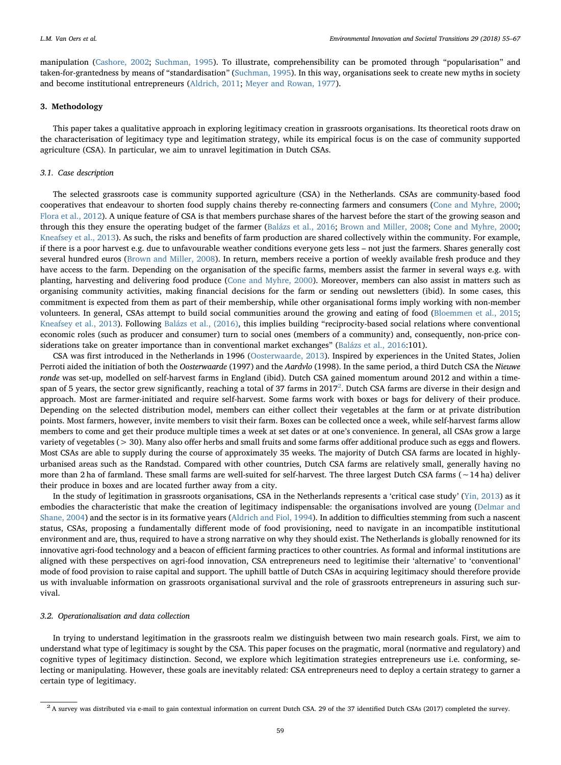manipulation (Cashore, 2002; Suchman, 1995). To illustrate, comprehensibility can be promoted through "popularisation" and taken-for-grantedness by means of "standardisation" (Suchman, 1995). In this way, organisations seek to create new myths in society and become institutional entrepreneurs (Aldrich, 2011; Meyer and Rowan, 1977).

## 3. Methodology

This paper takes a qualitative approach in exploring legitimacy creation in grassroots organisations. Its theoretical roots draw on the characterisation of legitimacy type and legitimation strategy, while its empirical focus is on the case of community supported agriculture (CSA). In particular, we aim to unravel legitimation in Dutch CSAs.

### 3.1. Case description

The selected grassroots case is community supported agriculture (CSA) in the Netherlands. CSAs are community-based food cooperatives that endeavour to shorten food supply chains thereby re-connecting farmers and consumers (Cone and Myhre, 2000; Flora et al., 2012). A unique feature of CSA is that members purchase shares of the harvest before the start of the growing season and through this they ensure the operating budget of the farmer (Balázs et al., 2016; Brown and Miller, 2008; Cone and Myhre, 2000; Kneafsey et al., 2013). As such, the risks and benefits of farm production are shared collectively within the community. For example, if there is a poor harvest e.g. due to unfavourable weather conditions everyone gets less – not just the farmers. Shares generally cost several hundred euros (Brown and Miller, 2008). In return, members receive a portion of weekly available fresh produce and they have access to the farm. Depending on the organisation of the specific farms, members assist the farmer in several ways e.g. with planting, harvesting and delivering food produce (Cone and Myhre, 2000). Moreover, members can also assist in matters such as organising community activities, making financial decisions for the farm or sending out newsletters (ibid). In some cases, this commitment is expected from them as part of their membership, while other organisational forms imply working with non-member volunteers. In general, CSAs attempt to build social communities around the growing and eating of food (Bloemmen et al., 2015; Kneafsey et al., 2013). Following Balázs et al., (2016), this implies building "reciprocity-based social relations where conventional economic roles (such as producer and consumer) turn to social ones (members of a community) and, consequently, non-price considerations take on greater importance than in conventional market exchanges" (Balázs et al., 2016:101).

CSA was first introduced in the Netherlands in 1996 (Oosterwaarde, 2013). Inspired by experiences in the United States, Jolien Perroti aided the initiation of both the *Oosterwaarde* (1997) and the *Aardvlo* (1998). In the same period, a third Dutch CSA the *Nieuwe ronde* was set-up, modelled on self-harvest farms in England (ibid). Dutch CSA gained momentum around 2012 and within a timespan of 5 years, the sector grew significantly, reaching a total of 37 farms in 2017[2]. Dutch CSA farms are diverse in their design and approach. Most are farmer-initiated and require self-harvest. Some farms work with boxes or bags for delivery of their produce. Depending on the selected distribution model, members can either collect their vegetables at the farm or at private distribution points. Most farmers, however, invite members to visit their farm. Boxes can be collected once a week, while self-harvest farms allow members to come and get their produce multiple times a week at set dates or at one's convenience. In general, all CSAs grow a large variety of vegetables (> 30). Many also offer herbs and small fruits and some farms offer additional produce such as eggs and flowers. Most CSAs are able to supply during the course of approximately 35 weeks. The majority of Dutch CSA farms are located in highly-urbanised areas such as the Randstad. Compared with other countries, Dutch CSA farms are relatively small, generally having no more than 2 ha of farmland. These small farms are well-suited for self-harvest. The three largest Dutch CSA farms (~14 ha) deliver their produce in boxes and are located further away from a city.

In the study of legitimation in grassroots organisations, CSA in the Netherlands represents a 'critical case study' (Yin, 2013) as it embodies the characteristic that make the creation of legitimacy indispensable: the organisations involved are young (Delmar and Shane, 2004) and the sector is in its formative years (Aldrich and Fiol, 1994). In addition to difficulties stemming from such a nascent status, CSAs, proposing a fundamentally different mode of food provisioning, need to navigate in an incompatible institutional environment and are, thus, required to have a strong narrative on why they should exist. The Netherlands is globally renowned for its innovative agri-food technology and a beacon of efficient farming practices to other countries. As formal and informal institutions are aligned with these perspectives on agri-food innovation, CSA entrepreneurs need to legitimise their 'alternative' to 'conventional' mode of food provision to raise capital and support. The uphill battle of Dutch CSAs in acquiring legitimacy should therefore provide us with invaluable information on grassroots organisational survival and the role of grassroots entrepreneurs in assuring such survival.

### 3.2. Operationalisation and data collection

In trying to understand legitimation in the grassroots realm we distinguish between two main research goals. First, we aim to understand what type of legitimacy is sought by the CSA. This paper focuses on the pragmatic, moral (normative and regulatory) and cognitive types of legitimacy distinction. Second, we explore which legitimation strategies entrepreneurs use i.e. conforming, selecting or manipulating. However, these goals are inevitably related: CSA entrepreneurs need to deploy a certain strategy to garner a certain type of legitimacy.

[2] A survey was distributed via e-mail to gain contextual information on current Dutch CSA. 29 of the 37 identified Dutch CSAs (2017) completed the survey.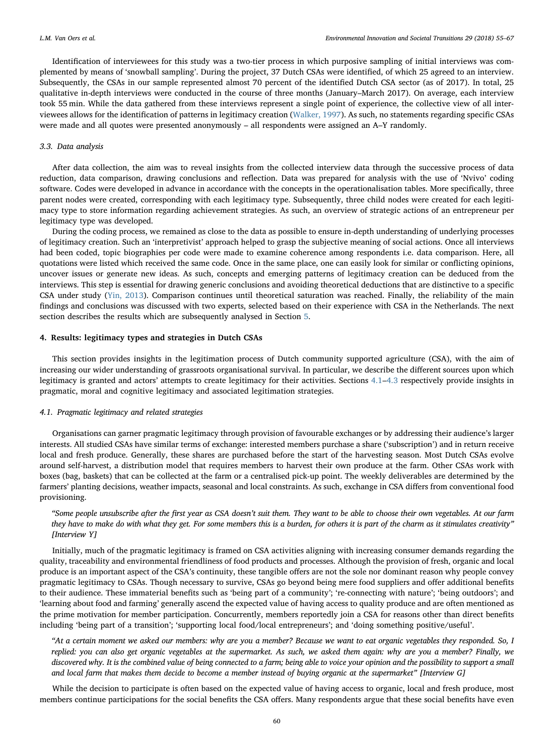Identification of interviewees for this study was a two-tier process in which purposive sampling of initial interviews was complemented by means of 'snowball sampling'. During the project, 37 Dutch CSAs were identified, of which 25 agreed to an interview. Subsequently, the CSAs in our sample represented almost 70 percent of the identified Dutch CSA sector (as of 2017). In total, 25 qualitative in-depth interviews were conducted in the course of three months (January–March 2017). On average, each interview took 55 min. While the data gathered from these interviews represent a single point of experience, the collective view of all interviewees allows for the identification of patterns in legitimacy creation (Walker, 1997). As such, no statements regarding specific CSAs were made and all quotes were presented anonymously – all respondents were assigned an A–Y randomly.

### 3.3. Data analysis

After data collection, the aim was to reveal insights from the collected interview data through the successive process of data reduction, data comparison, drawing conclusions and reflection. Data was prepared for analysis with the use of 'Nvivo' coding software. Codes were developed in advance in accordance with the concepts in the operationalisation tables. More specifically, three parent nodes were created, corresponding with each legitimacy type. Subsequently, three child nodes were created for each legitimacy type to store information regarding achievement strategies. As such, an overview of strategic actions of an entrepreneur per legitimacy type was developed.

During the coding process, we remained as close to the data as possible to ensure in-depth understanding of underlying processes of legitimacy creation. Such an 'interpretivist' approach helped to grasp the subjective meaning of social actions. Once all interviews had been coded, topic biographies per code were made to examine coherence among respondents i.e. data comparison. Here, all quotations were listed which received the same code. Once in the same place, one can easily look for similar or conflicting opinions, uncover issues or generate new ideas. As such, concepts and emerging patterns of legitimacy creation can be deduced from the interviews. This step is essential for drawing generic conclusions and avoiding theoretical deductions that are distinctive to a specific CSA under study (Yin, 2013). Comparison continues until theoretical saturation was reached. Finally, the reliability of the main findings and conclusions was discussed with two experts, selected based on their experience with CSA in the Netherlands. The next section describes the results which are subsequently analysed in Section 5.

## 4. Results: legitimacy types and strategies in Dutch CSAs

This section provides insights in the legitimation process of Dutch community supported agriculture (CSA), with the aim of increasing our wider understanding of grassroots organisational survival. In particular, we describe the different sources upon which legitimacy is granted and actors' attempts to create legitimacy for their activities. Sections 4.1–4.3 respectively provide insights in pragmatic, moral and cognitive legitimacy and associated legitimation strategies.

### 4.1. Pragmatic legitimacy and related strategies

Organisations can garner pragmatic legitimacy through provision of favourable exchanges or by addressing their audience's larger interests. All studied CSAs have similar terms of exchange: interested members purchase a share ('subscription') and in return receive local and fresh produce. Generally, these shares are purchased before the start of the harvesting season. Most Dutch CSAs evolve around self-harvest, a distribution model that requires members to harvest their own produce at the farm. Other CSAs work with boxes (bag, baskets) that can be collected at the farm or a centralised pick-up point. The weekly deliverables are determined by the farmers' planting decisions, weather impacts, seasonal and local constraints. As such, exchange in CSA differs from conventional food provisioning.

*"Some people unsubscribe after the first year as CSA doesn't suit them. They want to be able to choose their own vegetables. At our farm they have to make do with what they get. For some members this is a burden, for others it is part of the charm as it stimulates creativity" [Interview Y]*

Initially, much of the pragmatic legitimacy is framed on CSA activities aligning with increasing consumer demands regarding the quality, traceability and environmental friendliness of food products and processes. Although the provision of fresh, organic and local produce is an important aspect of the CSA's continuity, these tangible offers are not the sole nor dominant reason why people convey pragmatic legitimacy to CSAs. Though necessary to survive, CSAs go beyond being mere food suppliers and offer additional benefits to their audience. These immaterial benefits such as 'being part of a community'; 're-connecting with nature'; 'being outdoors'; and 'learning about food and farming' generally ascend the expected value of having access to quality produce and are often mentioned as the prime motivation for member participation. Concurrently, members reportedly join a CSA for reasons other than direct benefits including 'being part of a transition'; 'supporting local food/local entrepreneurs'; and 'doing something positive/useful'.

*"At a certain moment we asked our members: why are you a member? Because we want to eat organic vegetables they responded. So, I replied: you can also get organic vegetables at the supermarket. As such, we asked them again: why are you a member? Finally, we discovered why. It is the combined value of being connected to a farm; being able to voice your opinion and the possibility to support a small and local farm that makes them decide to become a member instead of buying organic at the supermarket" [Interview G]*

While the decision to participate is often based on the expected value of having access to organic, local and fresh produce, most members continue participations for the social benefits the CSA offers. Many respondents argue that these social benefits have even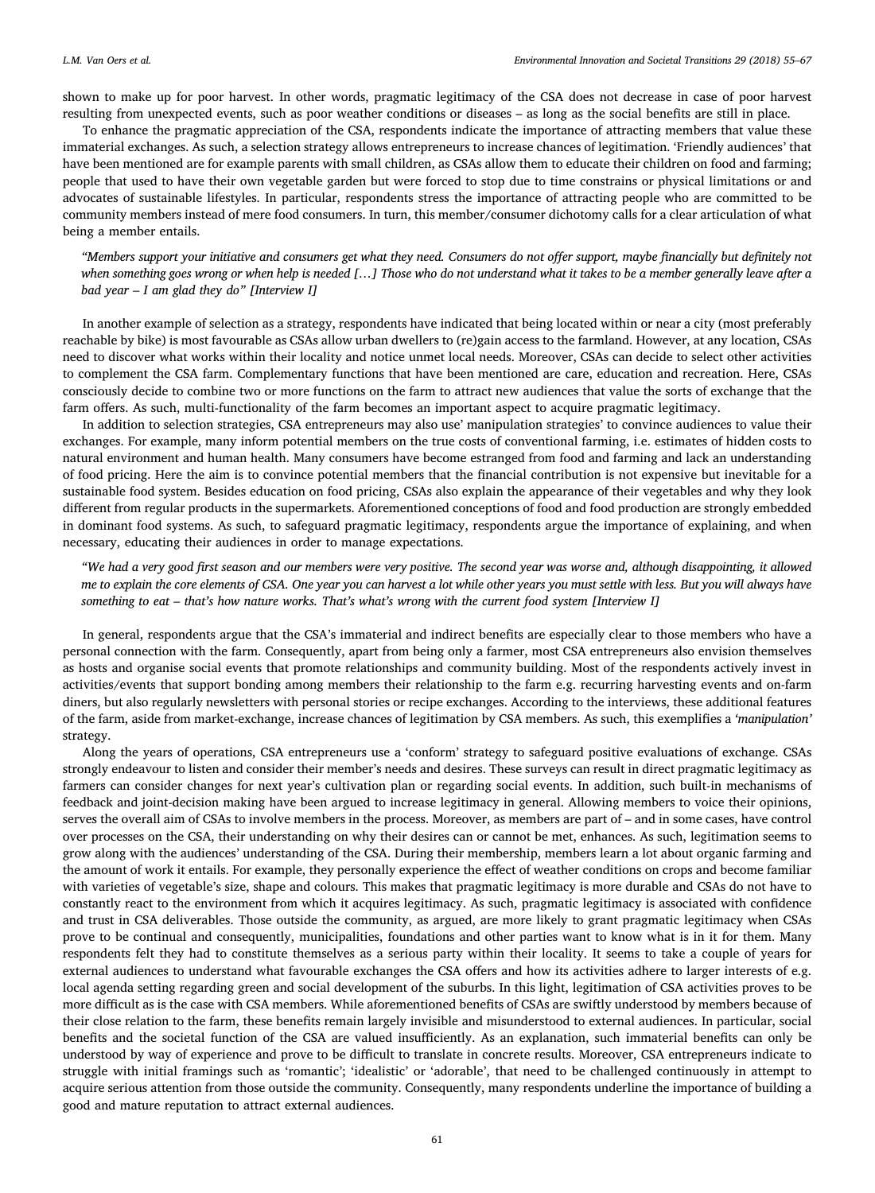shown to make up for poor harvest. In other words, pragmatic legitimacy of the CSA does not decrease in case of poor harvest resulting from unexpected events, such as poor weather conditions or diseases – as long as the social benefits are still in place.

To enhance the pragmatic appreciation of the CSA, respondents indicate the importance of attracting members that value these immaterial exchanges. As such, a selection strategy allows entrepreneurs to increase chances of legitimation. 'Friendly audiences' that have been mentioned are for example parents with small children, as CSAs allow them to educate their children on food and farming; people that used to have their own vegetable garden but were forced to stop due to time constrains or physical limitations or and advocates of sustainable lifestyles. In particular, respondents stress the importance of attracting people who are committed to be community members instead of mere food consumers. In turn, this member/consumer dichotomy calls for a clear articulation of what being a member entails.

*"Members support your initiative and consumers get what they need. Consumers do not offer support, maybe financially but definitely not when something goes wrong or when help is needed […] Those who do not understand what it takes to be a member generally leave after a bad year – I am glad they do" [Interview I]*

In another example of selection as a strategy, respondents have indicated that being located within or near a city (most preferably reachable by bike) is most favourable as CSAs allow urban dwellers to (re)gain access to the farmland. However, at any location, CSAs need to discover what works within their locality and notice unmet local needs. Moreover, CSAs can decide to select other activities to complement the CSA farm. Complementary functions that have been mentioned are care, education and recreation. Here, CSAs consciously decide to combine two or more functions on the farm to attract new audiences that value the sorts of exchange that the farm offers. As such, multi-functionality of the farm becomes an important aspect to acquire pragmatic legitimacy.

In addition to selection strategies, CSA entrepreneurs may also use' manipulation strategies' to convince audiences to value their exchanges. For example, many inform potential members on the true costs of conventional farming, i.e. estimates of hidden costs to natural environment and human health. Many consumers have become estranged from food and farming and lack an understanding of food pricing. Here the aim is to convince potential members that the financial contribution is not expensive but inevitable for a sustainable food system. Besides education on food pricing, CSAs also explain the appearance of their vegetables and why they look different from regular products in the supermarkets. Aforementioned conceptions of food and food production are strongly embedded in dominant food systems. As such, to safeguard pragmatic legitimacy, respondents argue the importance of explaining, and when necessary, educating their audiences in order to manage expectations.

*"We had a very good first season and our members were very positive. The second year was worse and, although disappointing, it allowed me to explain the core elements of CSA. One year you can harvest a lot while other years you must settle with less. But you will always have something to eat – that's how nature works. That's what's wrong with the current food system [Interview I]*

In general, respondents argue that the CSA's immaterial and indirect benefits are especially clear to those members who have a personal connection with the farm. Consequently, apart from being only a farmer, most CSA entrepreneurs also envision themselves as hosts and organise social events that promote relationships and community building. Most of the respondents actively invest in activities/events that support bonding among members their relationship to the farm e.g. recurring harvesting events and on-farm diners, but also regularly newsletters with personal stories or recipe exchanges. According to the interviews, these additional features of the farm, aside from market-exchange, increase chances of legitimation by CSA members. As such, this exemplifies a *'manipulation'* strategy.

Along the years of operations, CSA entrepreneurs use a 'conform' strategy to safeguard positive evaluations of exchange. CSAs strongly endeavour to listen and consider their member's needs and desires. These surveys can result in direct pragmatic legitimacy as farmers can consider changes for next year's cultivation plan or regarding social events. In addition, such built-in mechanisms of feedback and joint-decision making have been argued to increase legitimacy in general. Allowing members to voice their opinions, serves the overall aim of CSAs to involve members in the process. Moreover, as members are part of – and in some cases, have control over processes on the CSA, their understanding on why their desires can or cannot be met, enhances. As such, legitimation seems to grow along with the audiences' understanding of the CSA. During their membership, members learn a lot about organic farming and the amount of work it entails. For example, they personally experience the effect of weather conditions on crops and become familiar with varieties of vegetable's size, shape and colours. This makes that pragmatic legitimacy is more durable and CSAs do not have to constantly react to the environment from which it acquires legitimacy. As such, pragmatic legitimacy is associated with confidence and trust in CSA deliverables. Those outside the community, as argued, are more likely to grant pragmatic legitimacy when CSAs prove to be continual and consequently, municipalities, foundations and other parties want to know what is in it for them. Many respondents felt they had to constitute themselves as a serious party within their locality. It seems to take a couple of years for external audiences to understand what favourable exchanges the CSA offers and how its activities adhere to larger interests of e.g. local agenda setting regarding green and social development of the suburbs. In this light, legitimation of CSA activities proves to be more difficult as is the case with CSA members. While aforementioned benefits of CSAs are swiftly understood by members because of their close relation to the farm, these benefits remain largely invisible and misunderstood to external audiences. In particular, social benefits and the societal function of the CSA are valued insufficiently. As an explanation, such immaterial benefits can only be understood by way of experience and prove to be difficult to translate in concrete results. Moreover, CSA entrepreneurs indicate to struggle with initial framings such as 'romantic'; 'idealistic' or 'adorable', that need to be challenged continuously in attempt to acquire serious attention from those outside the community. Consequently, many respondents underline the importance of building a good and mature reputation to attract external audiences.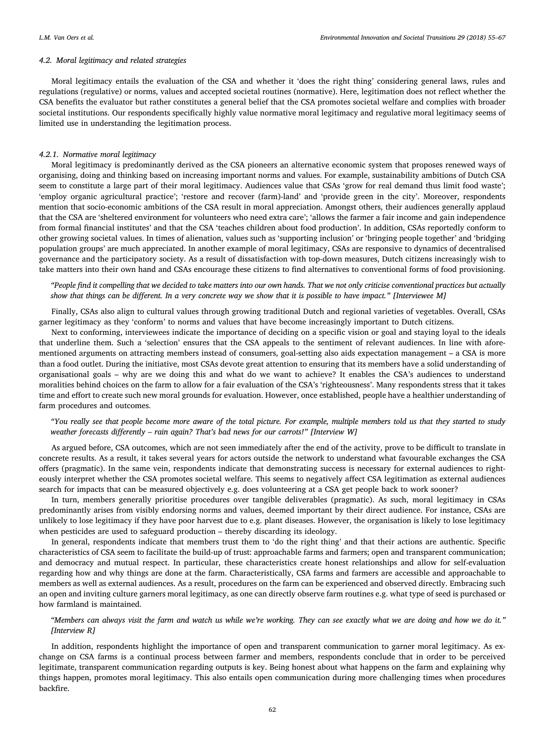### 4.2. Moral legitimacy and related strategies

Moral legitimacy entails the evaluation of the CSA and whether it 'does the right thing' considering general laws, rules and regulations (regulative) or norms, values and accepted societal routines (normative). Here, legitimation does not reflect whether the CSA benefits the evaluator but rather constitutes a general belief that the CSA promotes societal welfare and complies with broader societal institutions. Our respondents specifically highly value normative moral legitimacy and regulative moral legitimacy seems of limited use in understanding the legitimation process.

#### 4.2.1. Normative moral legitimacy

Moral legitimacy is predominantly derived as the CSA pioneers an alternative economic system that proposes renewed ways of organising, doing and thinking based on increasing important norms and values. For example, sustainability ambitions of Dutch CSA seem to constitute a large part of their moral legitimacy. Audiences value that CSAs 'grow for real demand thus limit food waste'; 'employ organic agricultural practice'; 'restore and recover (farm)-land' and 'provide green in the city'. Moreover, respondents mention that socio-economic ambitions of the CSA result in moral appreciation. Amongst others, their audiences generally applaud that the CSA are 'sheltered environment for volunteers who need extra care'; 'allows the farmer a fair income and gain independence from formal financial institutes' and that the CSA 'teaches children about food production'. In addition, CSAs reportedly conform to other growing societal values. In times of alienation, values such as 'supporting inclusion' or 'bringing people together' and 'bridging population groups' are much appreciated. In another example of moral legitimacy, CSAs are responsive to dynamics of decentralised governance and the participatory society. As a result of dissatisfaction with top-down measures, Dutch citizens increasingly wish to take matters into their own hand and CSAs encourage these citizens to find alternatives to conventional forms of food provisioning.

*"People find it compelling that we decided to take matters into our own hands. That we not only criticise conventional practices but actually show that things can be different. In a very concrete way we show that it is possible to have impact." [Interviewee M]*

Finally, CSAs also align to cultural values through growing traditional Dutch and regional varieties of vegetables. Overall, CSAs garner legitimacy as they 'conform' to norms and values that have become increasingly important to Dutch citizens.

Next to conforming, interviewees indicate the importance of deciding on a specific vision or goal and staying loyal to the ideals that underline them. Such a 'selection' ensures that the CSA appeals to the sentiment of relevant audiences. In line with aforementioned arguments on attracting members instead of consumers, goal-setting also aids expectation management – a CSA is more than a food outlet. During the initiative, most CSAs devote great attention to ensuring that its members have a solid understanding of organisational goals – why are we doing this and what do we want to achieve? It enables the CSA's audiences to understand moralities behind choices on the farm to allow for a fair evaluation of the CSA's 'righteousness'. Many respondents stress that it takes time and effort to create such new moral grounds for evaluation. However, once established, people have a healthier understanding of farm procedures and outcomes.

*"You really see that people become more aware of the total picture. For example, multiple members told us that they started to study weather forecasts differently – rain again? That's bad news for our carrots!" [Interview W]*

As argued before, CSA outcomes, which are not seen immediately after the end of the activity, prove to be difficult to translate in concrete results. As a result, it takes several years for actors outside the network to understand what favourable exchanges the CSA offers (pragmatic). In the same vein, respondents indicate that demonstrating success is necessary for external audiences to righteously interpret whether the CSA promotes societal welfare. This seems to negatively affect CSA legitimation as external audiences search for impacts that can be measured objectively e.g. does volunteering at a CSA get people back to work sooner?

In turn, members generally prioritise procedures over tangible deliverables (pragmatic). As such, moral legitimacy in CSAs predominantly arises from visibly endorsing norms and values, deemed important by their direct audience. For instance, CSAs are unlikely to lose legitimacy if they have poor harvest due to e.g. plant diseases. However, the organisation is likely to lose legitimacy when pesticides are used to safeguard production – thereby discarding its ideology.

In general, respondents indicate that members trust them to 'do the right thing' and that their actions are authentic. Specific characteristics of CSA seem to facilitate the build-up of trust: approachable farms and farmers; open and transparent communication; and democracy and mutual respect. In particular, these characteristics create honest relationships and allow for self-evaluation regarding how and why things are done at the farm. Characteristically, CSA farms and farmers are accessible and approachable to members as well as external audiences. As a result, procedures on the farm can be experienced and observed directly. Embracing such an open and inviting culture garners moral legitimacy, as one can directly observe farm routines e.g. what type of seed is purchased or how farmland is maintained.

*"Members can always visit the farm and watch us while we're working. They can see exactly what we are doing and how we do it." [Interview R]*

In addition, respondents highlight the importance of open and transparent communication to garner moral legitimacy. As exchange on CSA farms is a continual process between farmer and members, respondents conclude that in order to be perceived legitimate, transparent communication regarding outputs is key. Being honest about what happens on the farm and explaining why things happen, promotes moral legitimacy. This also entails open communication during more challenging times when procedures backfire.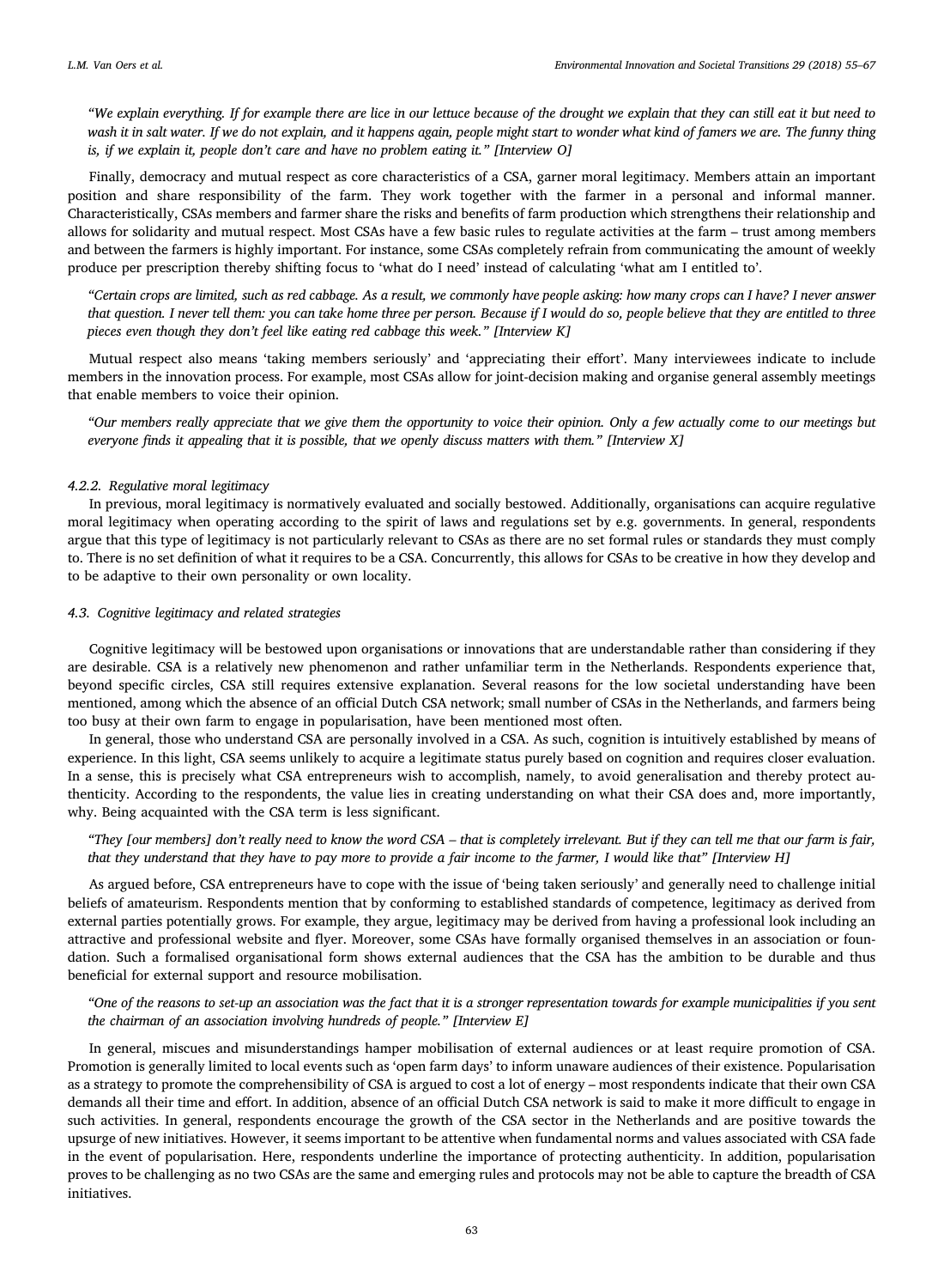*"We explain everything. If for example there are lice in our lettuce because of the drought we explain that they can still eat it but need to wash it in salt water. If we do not explain, and it happens again, people might start to wonder what kind of famers we are. The funny thing is, if we explain it, people don't care and have no problem eating it." [Interview O]*

Finally, democracy and mutual respect as core characteristics of a CSA, garner moral legitimacy. Members attain an important position and share responsibility of the farm. They work together with the farmer in a personal and informal manner. Characteristically, CSAs members and farmer share the risks and benefits of farm production which strengthens their relationship and allows for solidarity and mutual respect. Most CSAs have a few basic rules to regulate activities at the farm – trust among members and between the farmers is highly important. For instance, some CSAs completely refrain from communicating the amount of weekly produce per prescription thereby shifting focus to 'what do I need' instead of calculating 'what am I entitled to'.

*"Certain crops are limited, such as red cabbage. As a result, we commonly have people asking: how many crops can I have? I never answer that question. I never tell them: you can take home three per person. Because if I would do so, people believe that they are entitled to three pieces even though they don't feel like eating red cabbage this week." [Interview K]*

Mutual respect also means 'taking members seriously' and 'appreciating their effort'. Many interviewees indicate to include members in the innovation process. For example, most CSAs allow for joint-decision making and organise general assembly meetings that enable members to voice their opinion.

*"Our members really appreciate that we give them the opportunity to voice their opinion. Only a few actually come to our meetings but everyone finds it appealing that it is possible, that we openly discuss matters with them." [Interview X]*

#### 4.2.2. Regulative moral legitimacy

In previous, moral legitimacy is normatively evaluated and socially bestowed. Additionally, organisations can acquire regulative moral legitimacy when operating according to the spirit of laws and regulations set by e.g. governments. In general, respondents argue that this type of legitimacy is not particularly relevant to CSAs as there are no set formal rules or standards they must comply to. There is no set definition of what it requires to be a CSA. Concurrently, this allows for CSAs to be creative in how they develop and to be adaptive to their own personality or own locality.

### 4.3. Cognitive legitimacy and related strategies

Cognitive legitimacy will be bestowed upon organisations or innovations that are understandable rather than considering if they are desirable. CSA is a relatively new phenomenon and rather unfamiliar term in the Netherlands. Respondents experience that, beyond specific circles, CSA still requires extensive explanation. Several reasons for the low societal understanding have been mentioned, among which the absence of an official Dutch CSA network; small number of CSAs in the Netherlands, and farmers being too busy at their own farm to engage in popularisation, have been mentioned most often.

In general, those who understand CSA are personally involved in a CSA. As such, cognition is intuitively established by means of experience. In this light, CSA seems unlikely to acquire a legitimate status purely based on cognition and requires closer evaluation. In a sense, this is precisely what CSA entrepreneurs wish to accomplish, namely, to avoid generalisation and thereby protect authenticity. According to the respondents, the value lies in creating understanding on what their CSA does and, more importantly, why. Being acquainted with the CSA term is less significant.

*"They [our members] don't really need to know the word CSA – that is completely irrelevant. But if they can tell me that our farm is fair, that they understand that they have to pay more to provide a fair income to the farmer, I would like that" [Interview H]*

As argued before, CSA entrepreneurs have to cope with the issue of 'being taken seriously' and generally need to challenge initial beliefs of amateurism. Respondents mention that by conforming to established standards of competence, legitimacy as derived from external parties potentially grows. For example, they argue, legitimacy may be derived from having a professional look including an attractive and professional website and flyer. Moreover, some CSAs have formally organised themselves in an association or foundation. Such a formalised organisational form shows external audiences that the CSA has the ambition to be durable and thus beneficial for external support and resource mobilisation.

*"One of the reasons to set-up an association was the fact that it is a stronger representation towards for example municipalities if you sent the chairman of an association involving hundreds of people." [Interview E]*

In general, miscues and misunderstandings hamper mobilisation of external audiences or at least require promotion of CSA. Promotion is generally limited to local events such as 'open farm days' to inform unaware audiences of their existence. Popularisation as a strategy to promote the comprehensibility of CSA is argued to cost a lot of energy – most respondents indicate that their own CSA demands all their time and effort. In addition, absence of an official Dutch CSA network is said to make it more difficult to engage in such activities. In general, respondents encourage the growth of the CSA sector in the Netherlands and are positive towards the upsurge of new initiatives. However, it seems important to be attentive when fundamental norms and values associated with CSA fade in the event of popularisation. Here, respondents underline the importance of protecting authenticity. In addition, popularisation proves to be challenging as no two CSAs are the same and emerging rules and protocols may not be able to capture the breadth of CSA initiatives.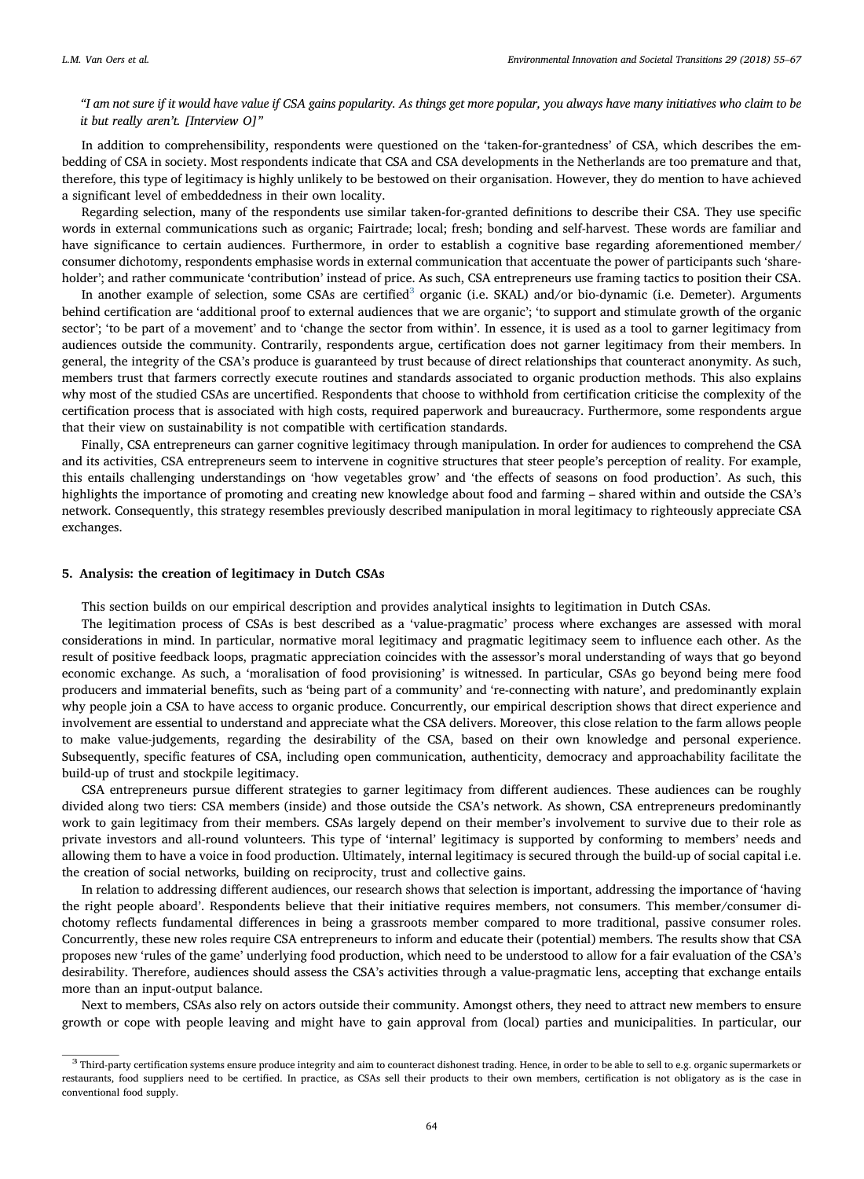*"I am not sure if it would have value if CSA gains popularity. As things get more popular, you always have many initiatives who claim to be it but really aren't. [Interview O]"*

In addition to comprehensibility, respondents were questioned on the 'taken-for-grantedness' of CSA, which describes the embedding of CSA in society. Most respondents indicate that CSA and CSA developments in the Netherlands are too premature and that, therefore, this type of legitimacy is highly unlikely to be bestowed on their organisation. However, they do mention to have achieved a significant level of embeddedness in their own locality.

Regarding selection, many of the respondents use similar taken-for-granted definitions to describe their CSA. They use specific words in external communications such as organic; Fairtrade; local; fresh; bonding and self-harvest. These words are familiar and have significance to certain audiences. Furthermore, in order to establish a cognitive base regarding aforementioned member/consumer dichotomy, respondents emphasise words in external communication that accentuate the power of participants such 'shareholder'; and rather communicate 'contribution' instead of price. As such, CSA entrepreneurs use framing tactics to position their CSA.

In another example of selection, some CSAs are certified[3] organic (i.e. SKAL) and/or bio-dynamic (i.e. Demeter). Arguments behind certification are 'additional proof to external audiences that we are organic'; 'to support and stimulate growth of the organic sector'; 'to be part of a movement' and to 'change the sector from within'. In essence, it is used as a tool to garner legitimacy from audiences outside the community. Contrarily, respondents argue, certification does not garner legitimacy from their members. In general, the integrity of the CSA's produce is guaranteed by trust because of direct relationships that counteract anonymity. As such, members trust that farmers correctly execute routines and standards associated to organic production methods. This also explains why most of the studied CSAs are uncertified. Respondents that choose to withhold from certification criticise the complexity of the certification process that is associated with high costs, required paperwork and bureaucracy. Furthermore, some respondents argue that their view on sustainability is not compatible with certification standards.

Finally, CSA entrepreneurs can garner cognitive legitimacy through manipulation. In order for audiences to comprehend the CSA and its activities, CSA entrepreneurs seem to intervene in cognitive structures that steer people's perception of reality. For example, this entails challenging understandings on 'how vegetables grow' and 'the effects of seasons on food production'. As such, this highlights the importance of promoting and creating new knowledge about food and farming – shared within and outside the CSA's network. Consequently, this strategy resembles previously described manipulation in moral legitimacy to righteously appreciate CSA exchanges.

## 5. Analysis: the creation of legitimacy in Dutch CSAs

This section builds on our empirical description and provides analytical insights to legitimation in Dutch CSAs.

The legitimation process of CSAs is best described as a 'value-pragmatic' process where exchanges are assessed with moral considerations in mind. In particular, normative moral legitimacy and pragmatic legitimacy seem to influence each other. As the result of positive feedback loops, pragmatic appreciation coincides with the assessor's moral understanding of ways that go beyond economic exchange. As such, a 'moralisation of food provisioning' is witnessed. In particular, CSAs go beyond being mere food producers and immaterial benefits, such as 'being part of a community' and 're-connecting with nature', and predominantly explain why people join a CSA to have access to organic produce. Concurrently, our empirical description shows that direct experience and involvement are essential to understand and appreciate what the CSA delivers. Moreover, this close relation to the farm allows people to make value-judgements, regarding the desirability of the CSA, based on their own knowledge and personal experience. Subsequently, specific features of CSA, including open communication, authenticity, democracy and approachability facilitate the build-up of trust and stockpile legitimacy.

CSA entrepreneurs pursue different strategies to garner legitimacy from different audiences. These audiences can be roughly divided along two tiers: CSA members (inside) and those outside the CSA's network. As shown, CSA entrepreneurs predominantly work to gain legitimacy from their members. CSAs largely depend on their member's involvement to survive due to their role as private investors and all-round volunteers. This type of 'internal' legitimacy is supported by conforming to members' needs and allowing them to have a voice in food production. Ultimately, internal legitimacy is secured through the build-up of social capital i.e. the creation of social networks, building on reciprocity, trust and collective gains.

In relation to addressing different audiences, our research shows that selection is important, addressing the importance of 'having the right people aboard'. Respondents believe that their initiative requires members, not consumers. This member/consumer dichotomy reflects fundamental differences in being a grassroots member compared to more traditional, passive consumer roles. Concurrently, these new roles require CSA entrepreneurs to inform and educate their (potential) members. The results show that CSA proposes new 'rules of the game' underlying food production, which need to be understood to allow for a fair evaluation of the CSA's desirability. Therefore, audiences should assess the CSA's activities through a value-pragmatic lens, accepting that exchange entails more than an input-output balance.

Next to members, CSAs also rely on actors outside their community. Amongst others, they need to attract new members to ensure growth or cope with people leaving and might have to gain approval from (local) parties and municipalities. In particular, our

[3] Third-party certification systems ensure produce integrity and aim to counteract dishonest trading. Hence, in order to be able to sell to e.g. organic supermarkets or restaurants, food suppliers need to be certified. In practice, as CSAs sell their products to their own members, certification is not obligatory as is the case in conventional food supply.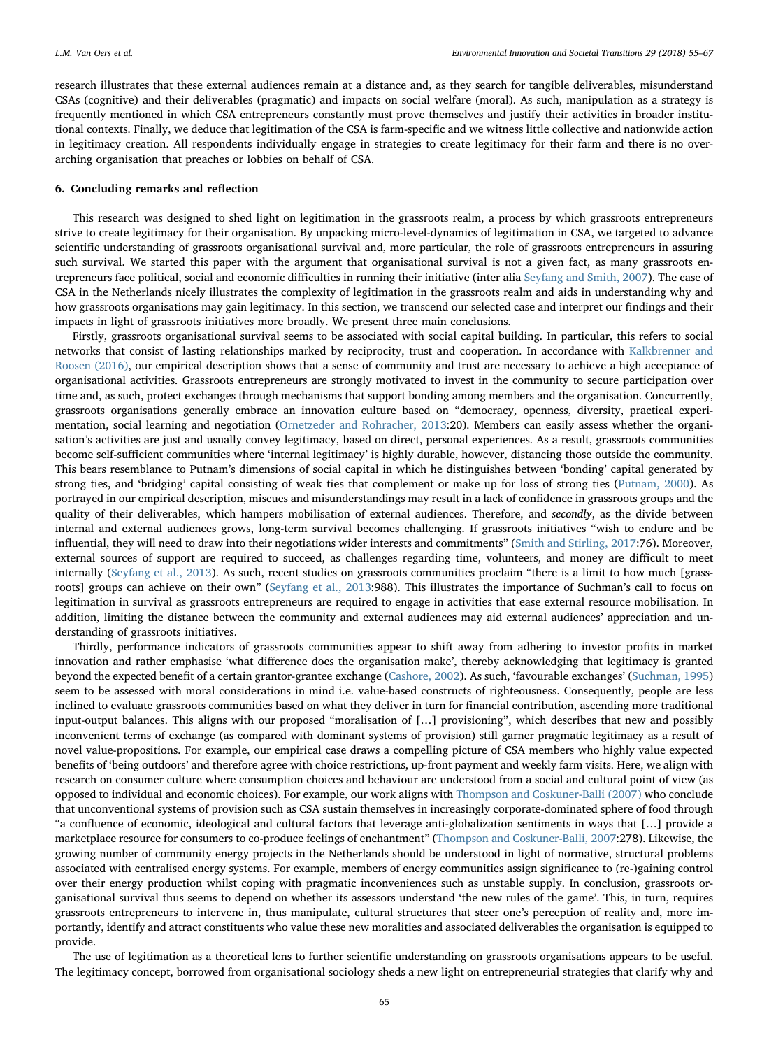research illustrates that these external audiences remain at a distance and, as they search for tangible deliverables, misunderstand CSAs (cognitive) and their deliverables (pragmatic) and impacts on social welfare (moral). As such, manipulation as a strategy is frequently mentioned in which CSA entrepreneurs constantly must prove themselves and justify their activities in broader institutional contexts. Finally, we deduce that legitimation of the CSA is farm-specific and we witness little collective and nationwide action in legitimacy creation. All respondents individually engage in strategies to create legitimacy for their farm and there is no overarching organisation that preaches or lobbies on behalf of CSA.

## 6. Concluding remarks and reflection

This research was designed to shed light on legitimation in the grassroots realm, a process by which grassroots entrepreneurs strive to create legitimacy for their organisation. By unpacking micro-level-dynamics of legitimation in CSA, we targeted to advance scientific understanding of grassroots organisational survival and, more particular, the role of grassroots entrepreneurs in assuring such survival. We started this paper with the argument that organisational survival is not a given fact, as many grassroots entrepreneurs face political, social and economic difficulties in running their initiative (inter alia Seyfang and Smith, 2007). The case of CSA in the Netherlands nicely illustrates the complexity of legitimation in the grassroots realm and aids in understanding why and how grassroots organisations may gain legitimacy. In this section, we transcend our selected case and interpret our findings and their impacts in light of grassroots initiatives more broadly. We present three main conclusions.

Firstly, grassroots organisational survival seems to be associated with social capital building. In particular, this refers to social networks that consist of lasting relationships marked by reciprocity, trust and cooperation. In accordance with Kalkbrenner and Roosen (2016), our empirical description shows that a sense of community and trust are necessary to achieve a high acceptance of organisational activities. Grassroots entrepreneurs are strongly motivated to invest in the community to secure participation over time and, as such, protect exchanges through mechanisms that support bonding among members and the organisation. Concurrently, grassroots organisations generally embrace an innovation culture based on "democracy, openness, diversity, practical experimentation, social learning and negotiation (Ornetzeder and Rohracher, 2013:20). Members can easily assess whether the organisation's activities are just and usually convey legitimacy, based on direct, personal experiences. As a result, grassroots communities become self-sufficient communities where 'internal legitimacy' is highly durable, however, distancing those outside the community. This bears resemblance to Putnam's dimensions of social capital in which he distinguishes between 'bonding' capital generated by strong ties, and 'bridging' capital consisting of weak ties that complement or make up for loss of strong ties (Putnam, 2000). As portrayed in our empirical description, miscues and misunderstandings may result in a lack of confidence in grassroots groups and the quality of their deliverables, which hampers mobilisation of external audiences. Therefore, and *secondly*, as the divide between internal and external audiences grows, long-term survival becomes challenging. If grassroots initiatives "wish to endure and be influential, they will need to draw into their negotiations wider interests and commitments" (Smith and Stirling, 2017:76). Moreover, external sources of support are required to succeed, as challenges regarding time, volunteers, and money are difficult to meet internally (Seyfang et al., 2013). As such, recent studies on grassroots communities proclaim "there is a limit to how much [grassroots] groups can achieve on their own" (Seyfang et al., 2013:988). This illustrates the importance of Suchman's call to focus on legitimation in survival as grassroots entrepreneurs are required to engage in activities that ease external resource mobilisation. In addition, limiting the distance between the community and external audiences may aid external audiences' appreciation and understanding of grassroots initiatives.

Thirdly, performance indicators of grassroots communities appear to shift away from adhering to investor profits in market innovation and rather emphasise 'what difference does the organisation make', thereby acknowledging that legitimacy is granted beyond the expected benefit of a certain grantor-grantee exchange (Cashore, 2002). As such, 'favourable exchanges' (Suchman, 1995) seem to be assessed with moral considerations in mind i.e. value-based constructs of righteousness. Consequently, people are less inclined to evaluate grassroots communities based on what they deliver in turn for financial contribution, ascending more traditional input-output balances. This aligns with our proposed "moralisation of […] provisioning", which describes that new and possibly inconvenient terms of exchange (as compared with dominant systems of provision) still garner pragmatic legitimacy as a result of novel value-propositions. For example, our empirical case draws a compelling picture of CSA members who highly value expected benefits of 'being outdoors' and therefore agree with choice restrictions, up-front payment and weekly farm visits. Here, we align with research on consumer culture where consumption choices and behaviour are understood from a social and cultural point of view (as opposed to individual and economic choices). For example, our work aligns with Thompson and Coskuner-Balli (2007) who conclude that unconventional systems of provision such as CSA sustain themselves in increasingly corporate-dominated sphere of food through "a confluence of economic, ideological and cultural factors that leverage anti-globalization sentiments in ways that […] provide a marketplace resource for consumers to co-produce feelings of enchantment" (Thompson and Coskuner-Balli, 2007:278). Likewise, the growing number of community energy projects in the Netherlands should be understood in light of normative, structural problems associated with centralised energy systems. For example, members of energy communities assign significance to (re-)gaining control over their energy production whilst coping with pragmatic inconveniences such as unstable supply. In conclusion, grassroots organisational survival thus seems to depend on whether its assessors understand 'the new rules of the game'. This, in turn, requires grassroots entrepreneurs to intervene in, thus manipulate, cultural structures that steer one's perception of reality and, more importantly, identify and attract constituents who value these new moralities and associated deliverables the organisation is equipped to provide.

The use of legitimation as a theoretical lens to further scientific understanding on grassroots organisations appears to be useful. The legitimacy concept, borrowed from organisational sociology sheds a new light on entrepreneurial strategies that clarify why and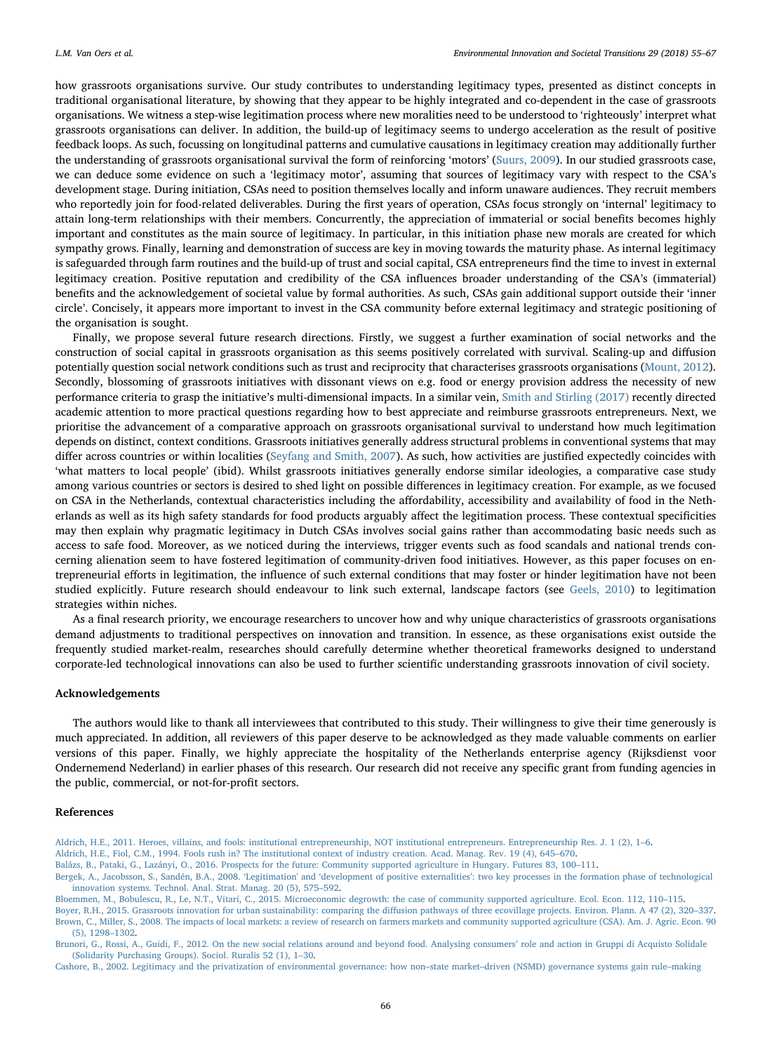how grassroots organisations survive. Our study contributes to understanding legitimacy types, presented as distinct concepts in traditional organisational literature, by showing that they appear to be highly integrated and co-dependent in the case of grassroots organisations. We witness a step-wise legitimation process where new moralities need to be understood to 'righteously' interpret what grassroots organisations can deliver. In addition, the build-up of legitimacy seems to undergo acceleration as the result of positive feedback loops. As such, focussing on longitudinal patterns and cumulative causations in legitimacy creation may additionally further the understanding of grassroots organisational survival the form of reinforcing 'motors' (Suurs, 2009). In our studied grassroots case, we can deduce some evidence on such a 'legitimacy motor', assuming that sources of legitimacy vary with respect to the CSA's development stage. During initiation, CSAs need to position themselves locally and inform unaware audiences. They recruit members who reportedly join for food-related deliverables. During the first years of operation, CSAs focus strongly on 'internal' legitimacy to attain long-term relationships with their members. Concurrently, the appreciation of immaterial or social benefits becomes highly important and constitutes as the main source of legitimacy. In particular, in this initiation phase new morals are created for which sympathy grows. Finally, learning and demonstration of success are key in moving towards the maturity phase. As internal legitimacy is safeguarded through farm routines and the build-up of trust and social capital, CSA entrepreneurs find the time to invest in external legitimacy creation. Positive reputation and credibility of the CSA influences broader understanding of the CSA's (immaterial) benefits and the acknowledgement of societal value by formal authorities. As such, CSAs gain additional support outside their 'inner circle'. Concisely, it appears more important to invest in the CSA community before external legitimacy and strategic positioning of the organisation is sought.

Finally, we propose several future research directions. Firstly, we suggest a further examination of social networks and the construction of social capital in grassroots organisation as this seems positively correlated with survival. Scaling-up and diffusion potentially question social network conditions such as trust and reciprocity that characterises grassroots organisations (Mount, 2012). Secondly, blossoming of grassroots initiatives with dissonant views on e.g. food or energy provision address the necessity of new performance criteria to grasp the initiative's multi-dimensional impacts. In a similar vein, Smith and Stirling (2017) recently directed academic attention to more practical questions regarding how to best appreciate and reimburse grassroots entrepreneurs. Next, we prioritise the advancement of a comparative approach on grassroots organisational survival to understand how much legitimation depends on distinct, context conditions. Grassroots initiatives generally address structural problems in conventional systems that may differ across countries or within localities (Seyfang and Smith, 2007). As such, how activities are justified expectedly coincides with 'what matters to local people' (ibid). Whilst grassroots initiatives generally endorse similar ideologies, a comparative case study among various countries or sectors is desired to shed light on possible differences in legitimacy creation. For example, as we focused on CSA in the Netherlands, contextual characteristics including the affordability, accessibility and availability of food in the Netherlands as well as its high safety standards for food products arguably affect the legitimation process. These contextual specificities may then explain why pragmatic legitimacy in Dutch CSAs involves social gains rather than accommodating basic needs such as access to safe food. Moreover, as we noticed during the interviews, trigger events such as food scandals and national trends concerning alienation seem to have fostered legitimation of community-driven food initiatives. However, as this paper focuses on entrepreneurial efforts in legitimation, the influence of such external conditions that may foster or hinder legitimation have not been studied explicitly. Future research should endeavour to link such external, landscape factors (see Geels, 2010) to legitimation strategies within niches.

As a final research priority, we encourage researchers to uncover how and why unique characteristics of grassroots organisations demand adjustments to traditional perspectives on innovation and transition. In essence, as these organisations exist outside the frequently studied market-realm, researches should carefully determine whether theoretical frameworks designed to understand corporate-led technological innovations can also be used to further scientific understanding grassroots innovation of civil society.

## Acknowledgements

The authors would like to thank all interviewees that contributed to this study. Their willingness to give their time generously is much appreciated. In addition, all reviewers of this paper deserve to be acknowledged as they made valuable comments on earlier versions of this paper. Finally, we highly appreciate the hospitality of the Netherlands enterprise agency (Rijksdienst voor Ondernemend Nederland) in earlier phases of this research. Our research did not receive any specific grant from funding agencies in the public, commercial, or not-for-profit sectors.

## References

Aldrich, H.E., 2011. Heroes, villains, and fools: institutional entrepreneurship, NOT institutional entrepreneurs. Entrepreneurship Res. J. 1 (2), 1–6.

Aldrich, H.E., Fiol, C.M., 1994. Fools rush in? The institutional context of industry creation. Acad. Manag. Rev. 19 (4), 645–670.

Balázs, B., Pataki, G., Lazányi, O., 2016. Prospects for the future: Community supported agriculture in Hungary. Futures 83, 100–111.

Bergek, A., Jacobsson, S., Sandén, B.A., 2008. 'Legitimation' and 'development of positive externalities': two key processes in the formation phase of technological innovation systems. Technol. Anal. Strat. Manag. 20 (5), 575–592.

Bloemmen, M., Bobulescu, R., Le, N.T., Vitari, C., 2015. Microeconomic degrowth: the case of community supported agriculture. Ecol. Econ. 112, 110–115.

Boyer, R.H., 2015. Grassroots innovation for urban sustainability: comparing the diffusion pathways of three ecovillage projects. Environ. Plann. A 47 (2), 320–337.

Brown, C., Miller, S., 2008. The impacts of local markets: a review of research on farmers markets and community supported agriculture (CSA). Am. J. Agric. Econ. 90 (5), 1298–1302.

Brunori, G., Rossi, A., Guidi, F., 2012. On the new social relations around and beyond food. Analysing consumers' role and action in Gruppi di Acquisto Solidale (Solidarity Purchasing Groups). Sociol. Ruralis 52 (1), 1–30.

Cashore, B., 2002. Legitimacy and the privatization of environmental governance: how non–state market–driven (NSMD) governance systems gain rule–making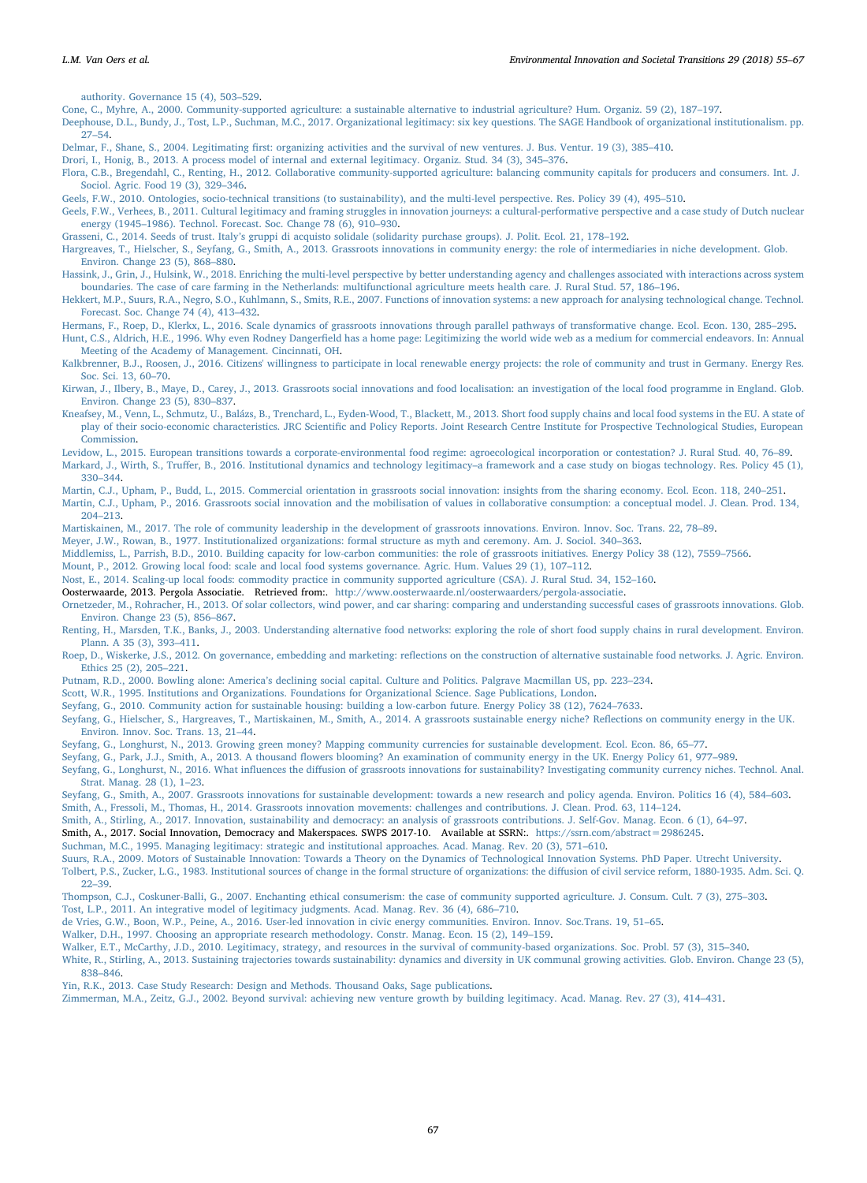authority. Governance 15 (4), 503–529.

Cone, C., Myhre, A., 2000. Community-supported agriculture: a sustainable alternative to industrial agriculture? Hum. Organiz. 59 (2), 187–197.

Deephouse, D.L., Bundy, J., Tost, L.P., Suchman, M.C., 2017. Organizational legitimacy: six key questions. The SAGE Handbook of organizational institutionalism. pp. 27–54.

Delmar, F., Shane, S., 2004. Legitimating first: organizing activities and the survival of new ventures. J. Bus. Ventur. 19 (3), 385–410.

Drori, I., Honig, B., 2013. A process model of internal and external legitimacy. Organiz. Stud. 34 (3), 345–376.

Flora, C.B., Bregendahl, C., Renting, H., 2012. Collaborative community-supported agriculture: balancing community capitals for producers and consumers. Int. J. Sociol. Agric. Food 19 (3), 329–346.

Geels, F.W., 2010. Ontologies, socio-technical transitions (to sustainability), and the multi-level perspective. Res. Policy 39 (4), 495–510.

Geels, F.W., Verhees, B., 2011. Cultural legitimacy and framing struggles in innovation journeys: a cultural-performative perspective and a case study of Dutch nuclear energy (1945–1986). Technol. Forecast. Soc. Change 78 (6), 910–930.

Grasseni, C., 2014. Seeds of trust. Italy's gruppi di acquisto solidale (solidarity purchase groups). J. Polit. Ecol. 21, 178–192.

Hargreaves, T., Hielscher, S., Seyfang, G., Smith, A., 2013. Grassroots innovations in community energy: the role of intermediaries in niche development. Glob. Environ. Change 23 (5), 868–880.

Hassink, J., Grin, J., Hulsink, W., 2018. Enriching the multi-level perspective by better understanding agency and challenges associated with interactions across system boundaries. The case of care farming in the Netherlands: multifunctional agriculture meets health care. J. Rural Stud. 57, 186–196.

Hekkert, M.P., Suurs, R.A., Negro, S.O., Kuhlmann, S., Smits, R.E., 2007. Functions of innovation systems: a new approach for analysing technological change. Technol. Forecast. Soc. Change 74 (4), 413–432.

Hermans, F., Roep, D., Klerkx, L., 2016. Scale dynamics of grassroots innovations through parallel pathways of transformative change. Ecol. Econ. 130, 285–295.

Hunt, C.S., Aldrich, H.E., 1996. Why even Rodney Dangerfield has a home page: Legitimizing the world wide web as a medium for commercial endeavors. In: Annual Meeting of the Academy of Management. Cincinnati, OH.

Kalkbrenner, B.J., Roosen, J., 2016. Citizens' willingness to participate in local renewable energy projects: the role of community and trust in Germany. Energy Res. Soc. Sci. 13, 60–70.

Kirwan, J., Ilbery, B., Maye, D., Carey, J., 2013. Grassroots social innovations and food localisation: an investigation of the local food programme in England. Glob. Environ. Change 23 (5), 830–837.

Kneafsey, M., Venn, L., Schmutz, U., Balázs, B., Trenchard, L., Eyden-Wood, T., Blackett, M., 2013. Short food supply chains and local food systems in the EU. A state of play of their socio-economic characteristics. JRC Scientific and Policy Reports. Joint Research Centre Institute for Prospective Technological Studies, European Commission.

Levidow, L., 2015. European transitions towards a corporate-environmental food regime: agroecological incorporation or contestation? J. Rural Stud. 40, 76–89.

Markard, J., Wirth, S., Truffer, B., 2016. Institutional dynamics and technology legitimacy–a framework and a case study on biogas technology. Res. Policy 45 (1), 330–344.

Martin, C.J., Upham, P., Budd, L., 2015. Commercial orientation in grassroots social innovation: insights from the sharing economy. Ecol. Econ. 118, 240–251.

Martin, C.J., Upham, P., 2016. Grassroots social innovation and the mobilisation of values in collaborative consumption: a conceptual model. J. Clean. Prod. 134, 204–213.

Martiskainen, M., 2017. The role of community leadership in the development of grassroots innovations. Environ. Innov. Soc. Trans. 22, 78–89.

Meyer, J.W., Rowan, B., 1977. Institutionalized organizations: formal structure as myth and ceremony. Am. J. Sociol. 340–363.

Middlemiss, L., Parrish, B.D., 2010. Building capacity for low-carbon communities: the role of grassroots initiatives. Energy Policy 38 (12), 7559–7566.

Mount, P., 2012. Growing local food: scale and local food systems governance. Agric. Hum. Values 29 (1), 107–112.

Nost, E., 2014. Scaling-up local foods: commodity practice in community supported agriculture (CSA). J. Rural Stud. 34, 152–160.

Oosterwaarde, 2013. Pergola Associatie. Retrieved from:. http://www.oosterwaarde.nl/oosterwaarders/pergola-associatie.

Ornetzeder, M., Rohracher, H., 2013. Of solar collectors, wind power, and car sharing: comparing and understanding successful cases of grassroots innovations. Glob. Environ. Change 23 (5), 856–867.

Renting, H., Marsden, T.K., Banks, J., 2003. Understanding alternative food networks: exploring the role of short food supply chains in rural development. Environ. Plann. A 35 (3), 393–411.

Roep, D., Wiskerke, J.S., 2012. On governance, embedding and marketing: reflections on the construction of alternative sustainable food networks. J. Agric. Environ. Ethics 25 (2), 205–221.

Putnam, R.D., 2000. Bowling alone: America's declining social capital. Culture and Politics. Palgrave Macmillan US, pp. 223–234.

Scott, W.R., 1995. Institutions and Organizations. Foundations for Organizational Science. Sage Publications, London.

Seyfang, G., 2010. Community action for sustainable housing: building a low-carbon future. Energy Policy 38 (12), 7624–7633.

Seyfang, G., Hielscher, S., Hargreaves, T., Martiskainen, M., Smith, A., 2014. A grassroots sustainable energy niche? Reflections on community energy in the UK. Environ. Innov. Soc. Trans. 13, 21–44.

Seyfang, G., Longhurst, N., 2013. Growing green money? Mapping community currencies for sustainable development. Ecol. Econ. 86, 65–77.

Seyfang, G., Park, J.J., Smith, A., 2013. A thousand flowers blooming? An examination of community energy in the UK. Energy Policy 61, 977–989.

Seyfang, G., Longhurst, N., 2016. What influences the diffusion of grassroots innovations for sustainability? Investigating community currency niches. Technol. Anal. Strat. Manag. 28 (1), 1–23.

Seyfang, G., Smith, A., 2007. Grassroots innovations for sustainable development: towards a new research and policy agenda. Environ. Politics 16 (4), 584–603.

Smith, A., Fressoli, M., Thomas, H., 2014. Grassroots innovation movements: challenges and contributions. J. Clean. Prod. 63, 114–124.

Smith, A., Stirling, A., 2017. Innovation, sustainability and democracy: an analysis of grassroots contributions. J. Self-Gov. Manag. Econ. 6 (1), 64–97.

Smith, A., 2017. Social Innovation, Democracy and Makerspaces. SWPS 2017-10. Available at SSRN:. https://ssrn.com/abstract=2986245.

Suchman, M.C., 1995. Managing legitimacy: strategic and institutional approaches. Acad. Manag. Rev. 20 (3), 571–610.

Suurs, R.A., 2009. Motors of Sustainable Innovation: Towards a Theory on the Dynamics of Technological Innovation Systems. PhD Paper. Utrecht University.

Tolbert, P.S., Zucker, L.G., 1983. Institutional sources of change in the formal structure of organizations: the diffusion of civil service reform, 1880-1935. Adm. Sci. Q. 22–39.

Thompson, C.J., Coskuner-Balli, G., 2007. Enchanting ethical consumerism: the case of community supported agriculture. J. Consum. Cult. 7 (3), 275–303.

Tost, L.P., 2011. An integrative model of legitimacy judgments. Acad. Manag. Rev. 36 (4), 686–710.

de Vries, G.W., Boon, W.P., Peine, A., 2016. User-led innovation in civic energy communities. Environ. Innov. Soc.Trans. 19, 51–65.

Walker, D.H., 1997. Choosing an appropriate research methodology. Constr. Manag. Econ. 15 (2), 149–159.

Walker, E.T., McCarthy, J.D., 2010. Legitimacy, strategy, and resources in the survival of community-based organizations. Soc. Probl. 57 (3), 315–340.

White, R., Stirling, A., 2013. Sustaining trajectories towards sustainability: dynamics and diversity in UK communal growing activities. Glob. Environ. Change 23 (5), 838–846.

Yin, R.K., 2013. Case Study Research: Design and Methods. Thousand Oaks, Sage publications.

Zimmerman, M.A., Zeitz, G.J., 2002. Beyond survival: achieving new venture growth by building legitimacy. Acad. Manag. Rev. 27 (3), 414–431.